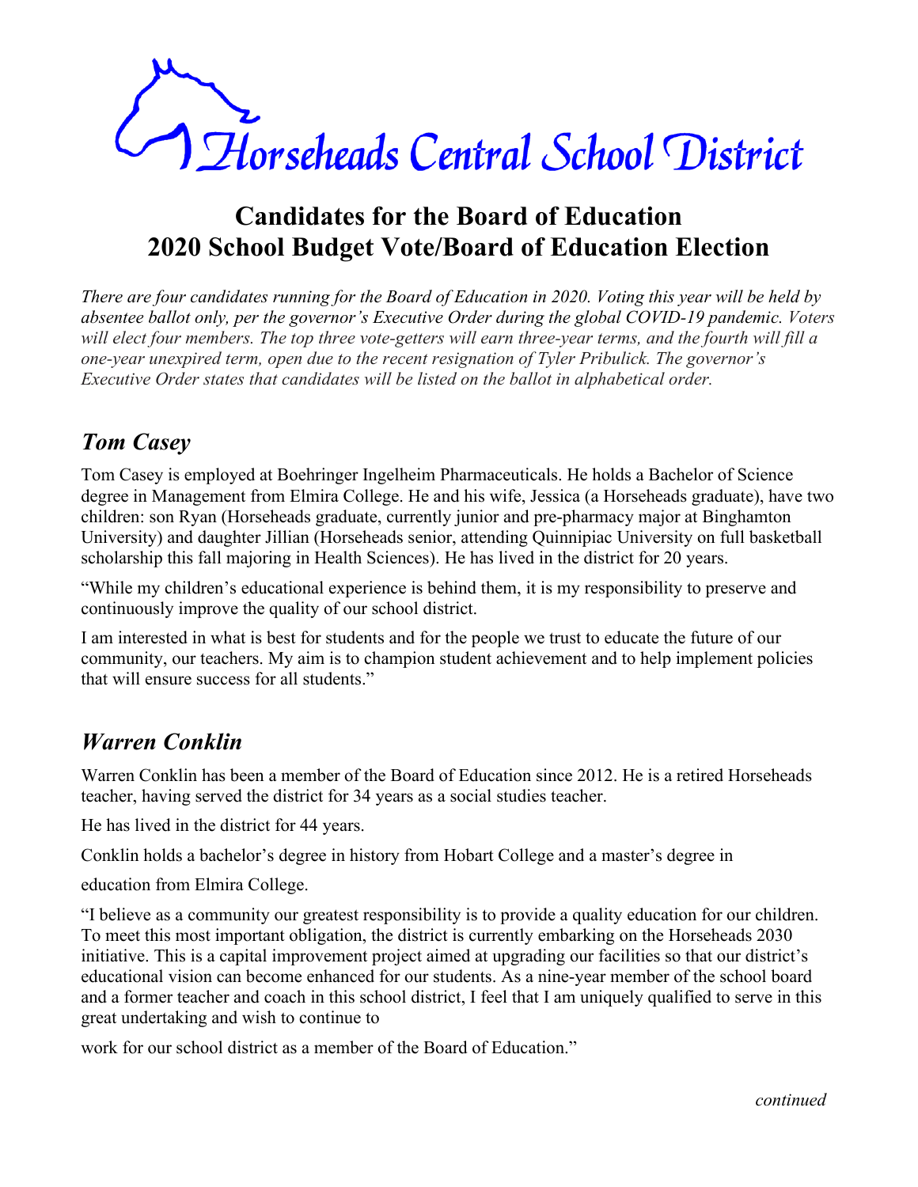# Horseheads Central School District

## Candidates for the Board of Education
## 2020 School Budget Vote/Board of Education Election

*There are four candidates running for the Board of Education in 2020. Voting this year will be held by absentee ballot only, per the governor's Executive Order during the global COVID-19 pandemic. Voters will elect four members. The top three vote-getters will earn three-year terms, and the fourth will fill a one-year unexpired term, open due to the recent resignation of Tyler Pribulick. The governor's Executive Order states that candidates will be listed on the ballot in alphabetical order.*

### *Tom Casey*

Tom Casey is employed at Boehringer Ingelheim Pharmaceuticals. He holds a Bachelor of Science degree in Management from Elmira College. He and his wife, Jessica (a Horseheads graduate), have two children: son Ryan (Horseheads graduate, currently junior and pre-pharmacy major at Binghamton University) and daughter Jillian (Horseheads senior, attending Quinnipiac University on full basketball scholarship this fall majoring in Health Sciences). He has lived in the district for 20 years.

"While my children's educational experience is behind them, it is my responsibility to preserve and continuously improve the quality of our school district.

I am interested in what is best for students and for the people we trust to educate the future of our community, our teachers. My aim is to champion student achievement and to help implement policies that will ensure success for all students."

### *Warren Conklin*

Warren Conklin has been a member of the Board of Education since 2012. He is a retired Horseheads teacher, having served the district for 34 years as a social studies teacher.

He has lived in the district for 44 years.

Conklin holds a bachelor's degree in history from Hobart College and a master's degree in education from Elmira College.

"I believe as a community our greatest responsibility is to provide a quality education for our children. To meet this most important obligation, the district is currently embarking on the Horseheads 2030 initiative. This is a capital improvement project aimed at upgrading our facilities so that our district's educational vision can become enhanced for our students. As a nine-year member of the school board and a former teacher and coach in this school district, I feel that I am uniquely qualified to serve in this great undertaking and wish to continue to work for our school district as a member of the Board of Education."

*continued*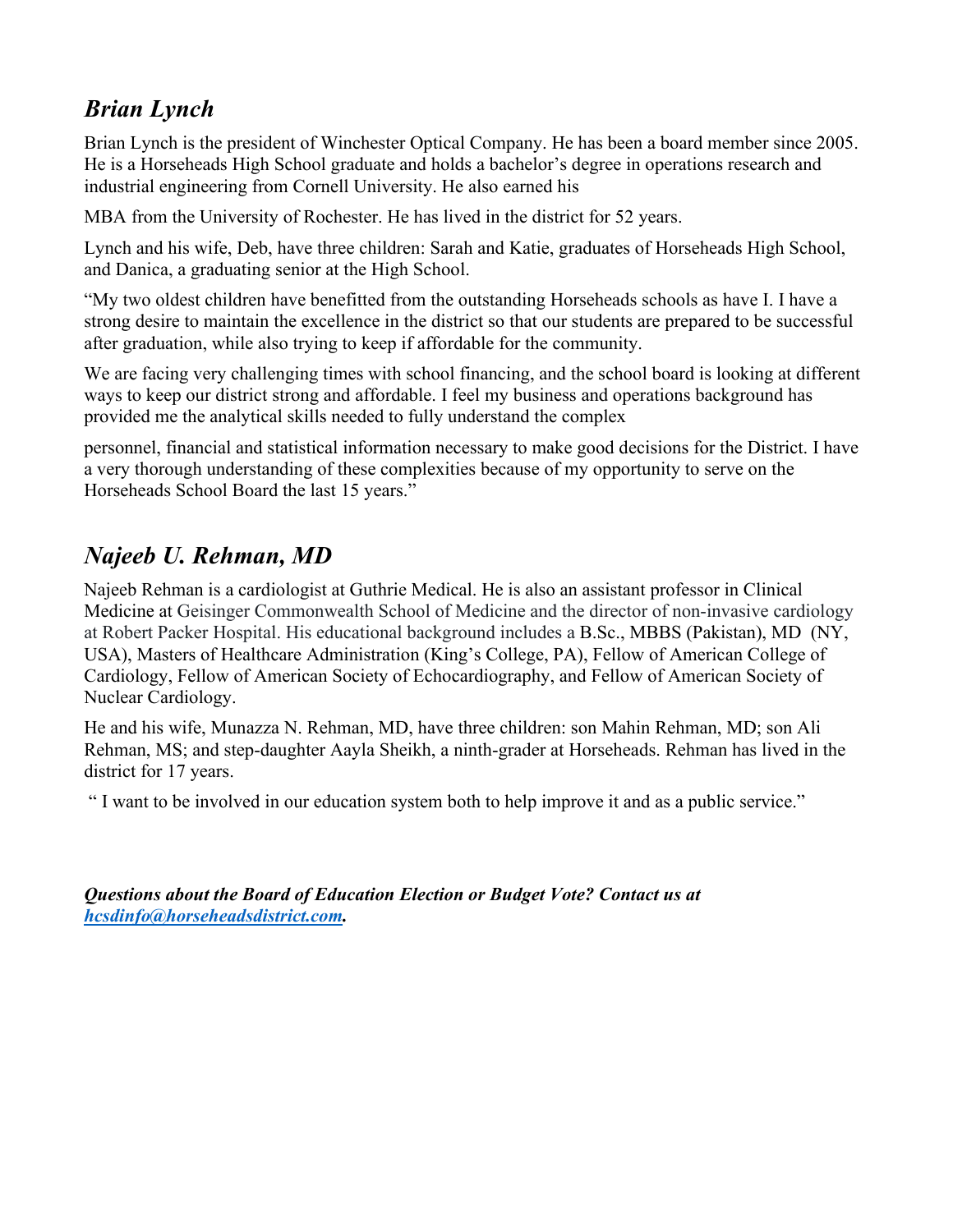## *Brian Lynch*

Brian Lynch is the president of Winchester Optical Company. He has been a board member since 2005. He is a Horseheads High School graduate and holds a bachelor's degree in operations research and industrial engineering from Cornell University. He also earned his MBA from the University of Rochester. He has lived in the district for 52 years.

Lynch and his wife, Deb, have three children: Sarah and Katie, graduates of Horseheads High School, and Danica, a graduating senior at the High School.

"My two oldest children have benefitted from the outstanding Horseheads schools as have I. I have a strong desire to maintain the excellence in the district so that our students are prepared to be successful after graduation, while also trying to keep if affordable for the community.

We are facing very challenging times with school financing, and the school board is looking at different ways to keep our district strong and affordable. I feel my business and operations background has provided me the analytical skills needed to fully understand the complex personnel, financial and statistical information necessary to make good decisions for the District. I have a very thorough understanding of these complexities because of my opportunity to serve on the Horseheads School Board the last 15 years."

## *Najeeb U. Rehman, MD*

Najeeb Rehman is a cardiologist at Guthrie Medical. He is also an assistant professor in Clinical Medicine at Geisinger Commonwealth School of Medicine and the director of non-invasive cardiology at Robert Packer Hospital. His educational background includes a B.Sc., MBBS (Pakistan), MD (NY, USA), Masters of Healthcare Administration (King's College, PA), Fellow of American College of Cardiology, Fellow of American Society of Echocardiography, and Fellow of American Society of Nuclear Cardiology.

He and his wife, Munazza N. Rehman, MD, have three children: son Mahin Rehman, MD; son Ali Rehman, MS; and step-daughter Aayla Sheikh, a ninth-grader at Horseheads. Rehman has lived in the district for 17 years.

" I want to be involved in our education system both to help improve it and as a public service."

***Questions about the Board of Education Election or Budget Vote? Contact us at [hcsdinfo@horseheadsdistrict.com](mailto:hcsdinfo@horseheadsdistrict.com).***